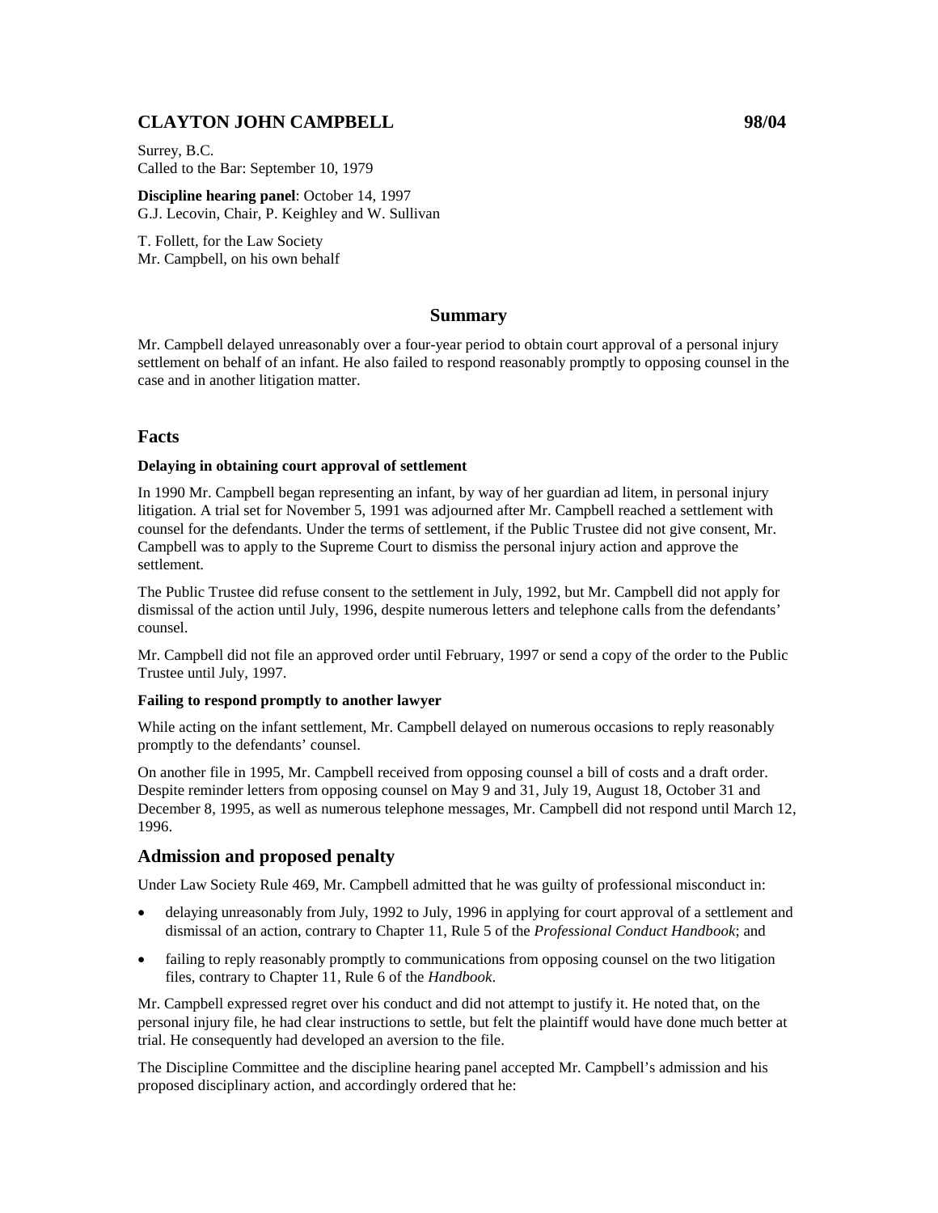## CLAYTON JOHN CAMPBELL 98/04

Surrey, B.C.
Called to the Bar: September 10, 1979

**Discipline hearing panel**: October 14, 1997
G.J. Lecovin, Chair, P. Keighley and W. Sullivan

T. Follett, for the Law Society
Mr. Campbell, on his own behalf

### Summary

Mr. Campbell delayed unreasonably over a four-year period to obtain court approval of a personal injury settlement on behalf of an infant. He also failed to respond reasonably promptly to opposing counsel in the case and in another litigation matter.

### Facts

**Delaying in obtaining court approval of settlement**

In 1990 Mr. Campbell began representing an infant, by way of her guardian ad litem, in personal injury litigation. A trial set for November 5, 1991 was adjourned after Mr. Campbell reached a settlement with counsel for the defendants. Under the terms of settlement, if the Public Trustee did not give consent, Mr. Campbell was to apply to the Supreme Court to dismiss the personal injury action and approve the settlement.

The Public Trustee did refuse consent to the settlement in July, 1992, but Mr. Campbell did not apply for dismissal of the action until July, 1996, despite numerous letters and telephone calls from the defendants' counsel.

Mr. Campbell did not file an approved order until February, 1997 or send a copy of the order to the Public Trustee until July, 1997.

**Failing to respond promptly to another lawyer**

While acting on the infant settlement, Mr. Campbell delayed on numerous occasions to reply reasonably promptly to the defendants' counsel.

On another file in 1995, Mr. Campbell received from opposing counsel a bill of costs and a draft order. Despite reminder letters from opposing counsel on May 9 and 31, July 19, August 18, October 31 and December 8, 1995, as well as numerous telephone messages, Mr. Campbell did not respond until March 12, 1996.

### Admission and proposed penalty

Under Law Society Rule 469, Mr. Campbell admitted that he was guilty of professional misconduct in:

- delaying unreasonably from July, 1992 to July, 1996 in applying for court approval of a settlement and dismissal of an action, contrary to Chapter 11, Rule 5 of the *Professional Conduct Handbook*; and
- failing to reply reasonably promptly to communications from opposing counsel on the two litigation files, contrary to Chapter 11, Rule 6 of the *Handbook*.

Mr. Campbell expressed regret over his conduct and did not attempt to justify it. He noted that, on the personal injury file, he had clear instructions to settle, but felt the plaintiff would have done much better at trial. He consequently had developed an aversion to the file.

The Discipline Committee and the discipline hearing panel accepted Mr. Campbell's admission and his proposed disciplinary action, and accordingly ordered that he: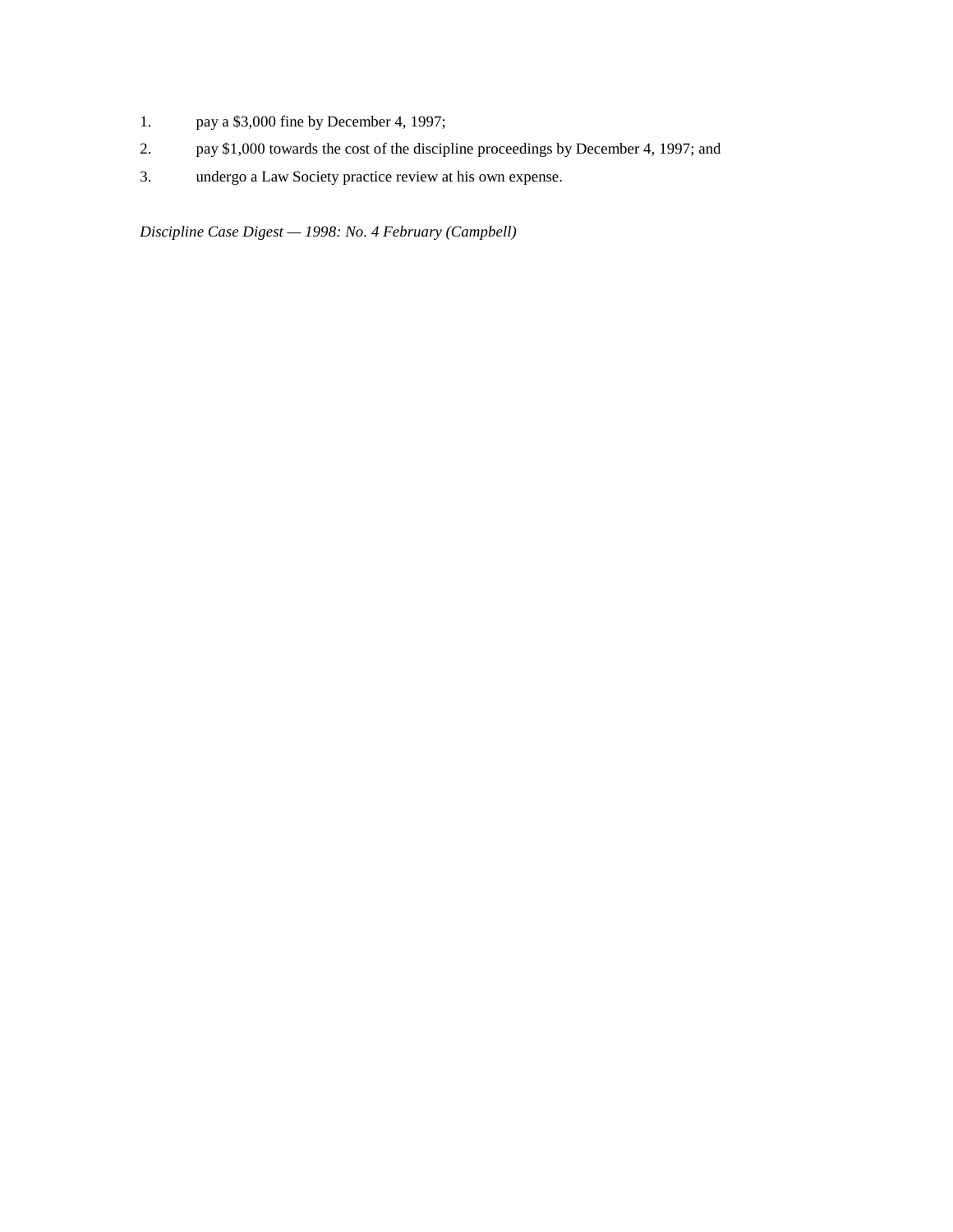1. pay a $3,000 fine by December 4, 1997;
2. pay $1,000 towards the cost of the discipline proceedings by December 4, 1997; and
3. undergo a Law Society practice review at his own expense.

*Discipline Case Digest — 1998: No. 4 February (Campbell)*